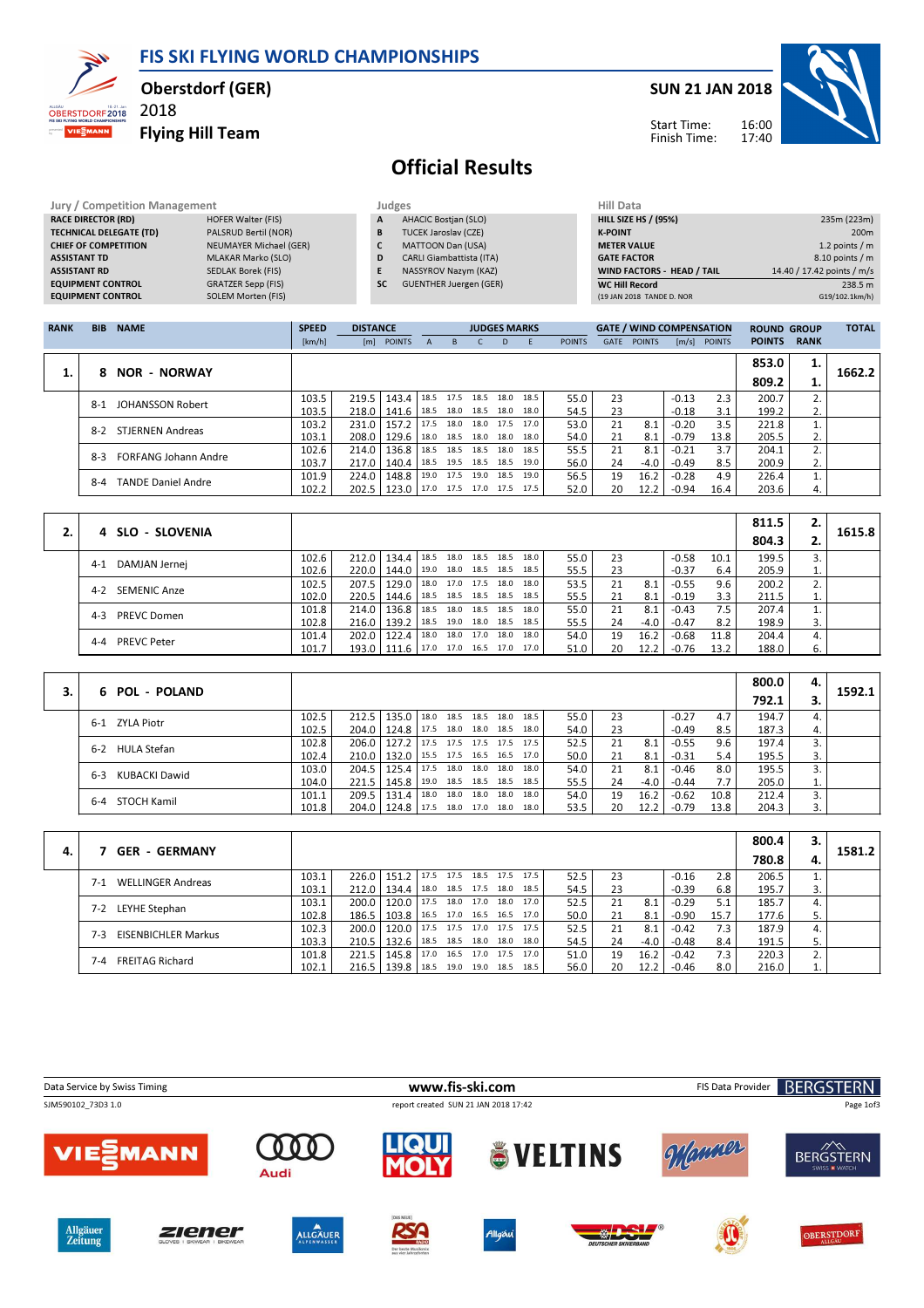# FIS SKI FLYING WORLD CHAMPIONSHIPS

**Oberstdorf (GER)**
2018
**Flying Hill Team**

**SUN 21 JAN 2018**

Start Time: 16:00
Finish Time: 17:40

## Official Results

| Jury / Competition Management | |
|---|---|
| RACE DIRECTOR (RD) | HOFER Walter (FIS) |
| TECHNICAL DELEGATE (TD) | PALSRUD Bertil (NOR) |
| CHIEF OF COMPETITION | NEUMAYER Michael (GER) |
| ASSISTANT TD | MLAKAR Marko (SLO) |
| ASSISTANT RD | SEDLAK Borek (FIS) |
| EQUIPMENT CONTROL | GRATZER Sepp (FIS) |
| EQUIPMENT CONTROL | SOLEM Morten (FIS) |

| Judges | |
|---|---|
| A | AHACIC Bostjan (SLO) |
| B | TUCEK Jaroslav (CZE) |
| C | MATTOON Dan (USA) |
| D | CARLI Giambattista (ITA) |
| E | NASSYROV Nazym (KAZ) |
| SC | GUENTHER Juergen (GER) |

| Hill Data | |
|---|---|
| HILL SIZE HS / (95%) | 235m (223m) |
| K-POINT | 200m |
| METER VALUE | 1.2 points / m |
| GATE FACTOR | 8.10 points / m |
| WIND FACTORS - HEAD / TAIL | 14.40 / 17.42 points / m/s |
| WC Hill Record | 238.5 m |
| (19 JAN 2018 TANDE D. NOR | G19/102.1km/h) |

| RANK | BIB | NAME | SPEED [km/h] | DISTANCE [m] | DISTANCE POINTS | A | B | C | D | E | JUDGES POINTS | GATE | GATE POINTS | WIND [m/s] | WIND POINTS | ROUND POINTS | GROUP RANK | TOTAL |
|---|---|---|---|---|---|---|---|---|---|---|---|---|---|---|---|---|---|---|
| 1. | 8 | NOR - NORWAY | | | | | | | | | | | | | | 853.0 | 1. | 1662.2 |
| | | | | | | | | | | | | | | | | 809.2 | 1. | |
| | 8-1 | JOHANSSON Robert | 103.5 | 219.5 | 143.4 | 18.5 | 17.5 | 18.5 | 18.0 | 18.5 | 55.0 | 23 | | -0.13 | 2.3 | 200.7 | 2. | |
| | | | 103.5 | 218.0 | 141.6 | 18.5 | 18.0 | 18.5 | 18.0 | 18.0 | 54.5 | 23 | | -0.18 | 3.1 | 199.2 | 2. | |
| | 8-2 | STJERNEN Andreas | 103.2 | 231.0 | 157.2 | 17.5 | 18.0 | 18.0 | 17.5 | 17.0 | 53.0 | 21 | 8.1 | -0.20 | 3.5 | 221.8 | 1. | |
| | | | 103.1 | 208.0 | 129.6 | 18.0 | 18.5 | 18.0 | 18.0 | 18.0 | 54.0 | 21 | 8.1 | -0.79 | 13.8 | 205.5 | 2. | |
| | 8-3 | FORFANG Johann Andre | 102.6 | 214.0 | 136.8 | 18.5 | 18.5 | 18.5 | 18.0 | 18.5 | 55.5 | 21 | 8.1 | -0.21 | 3.7 | 204.1 | 2. | |
| | | | 103.7 | 217.0 | 140.4 | 18.5 | 19.5 | 18.5 | 18.5 | 19.0 | 56.0 | 24 | -4.0 | -0.49 | 8.5 | 200.9 | 2. | |
| | 8-4 | TANDE Daniel Andre | 101.9 | 224.0 | 148.8 | 19.0 | 17.5 | 19.0 | 18.5 | 19.0 | 56.5 | 19 | 16.2 | -0.28 | 4.9 | 226.4 | 1. | |
| | | | 102.2 | 202.5 | 123.0 | 17.0 | 17.5 | 17.0 | 17.5 | 17.5 | 52.0 | 20 | 12.2 | -0.94 | 16.4 | 203.6 | 4. | |
| 2. | 4 | SLO - SLOVENIA | | | | | | | | | | | | | | 811.5 | 2. | 1615.8 |
| | | | | | | | | | | | | | | | | 804.3 | 2. | |
| | 4-1 | DAMJAN Jernej | 102.6 | 212.0 | 134.4 | 18.5 | 18.0 | 18.5 | 18.5 | 18.0 | 55.0 | 23 | | -0.58 | 10.1 | 199.5 | 3. | |
| | | | 102.6 | 220.0 | 144.0 | 19.0 | 18.0 | 18.5 | 18.5 | 18.5 | 55.5 | 23 | | -0.37 | 6.4 | 205.9 | 1. | |
| | 4-2 | SEMENIC Anze | 102.5 | 207.5 | 129.0 | 18.0 | 17.0 | 17.5 | 18.0 | 18.0 | 53.5 | 21 | 8.1 | -0.55 | 9.6 | 200.2 | 2. | |
| | | | 102.0 | 220.5 | 144.6 | 18.5 | 18.5 | 18.5 | 18.5 | 18.5 | 55.5 | 21 | 8.1 | -0.19 | 3.3 | 211.5 | 1. | |
| | 4-3 | PREVC Domen | 101.8 | 214.0 | 136.8 | 18.5 | 18.0 | 18.5 | 18.5 | 18.0 | 55.0 | 21 | 8.1 | -0.43 | 7.5 | 207.4 | 1. | |
| | | | 102.8 | 216.0 | 139.2 | 18.5 | 19.0 | 18.0 | 18.5 | 18.5 | 55.5 | 24 | -4.0 | -0.47 | 8.2 | 198.9 | 3. | |
| | 4-4 | PREVC Peter | 101.4 | 202.0 | 122.4 | 18.0 | 18.0 | 17.0 | 18.0 | 18.0 | 54.0 | 19 | 16.2 | -0.68 | 11.8 | 204.4 | 4. | |
| | | | 101.7 | 193.0 | 111.6 | 17.0 | 17.0 | 16.5 | 17.0 | 17.0 | 51.0 | 20 | 12.2 | -0.76 | 13.2 | 188.0 | 6. | |
| 3. | 6 | POL - POLAND | | | | | | | | | | | | | | 800.0 | 4. | 1592.1 |
| | | | | | | | | | | | | | | | | 792.1 | 3. | |
| | 6-1 | ZYLA Piotr | 102.5 | 212.5 | 135.0 | 18.0 | 18.5 | 18.5 | 18.0 | 18.5 | 55.0 | 23 | | -0.27 | 4.7 | 194.7 | 4. | |
| | | | 102.5 | 204.0 | 124.8 | 17.5 | 18.0 | 18.0 | 18.5 | 18.0 | 54.0 | 23 | | -0.49 | 8.5 | 187.3 | 4. | |
| | 6-2 | HULA Stefan | 102.8 | 206.0 | 127.2 | 17.5 | 17.5 | 17.5 | 17.5 | 17.5 | 52.5 | 21 | 8.1 | -0.55 | 9.6 | 197.4 | 3. | |
| | | | 102.4 | 210.0 | 132.0 | 15.5 | 17.5 | 16.5 | 16.5 | 17.0 | 50.0 | 21 | 8.1 | -0.31 | 5.4 | 195.5 | 3. | |
| | 6-3 | KUBACKI Dawid | 103.0 | 204.5 | 125.4 | 17.5 | 18.0 | 18.0 | 18.0 | 18.0 | 54.0 | 21 | 8.1 | -0.46 | 8.0 | 195.5 | 3. | |
| | | | 104.0 | 221.5 | 145.8 | 19.0 | 18.5 | 18.5 | 18.5 | 18.5 | 55.5 | 24 | -4.0 | -0.44 | 7.7 | 205.0 | 1. | |
| | 6-4 | STOCH Kamil | 101.1 | 209.5 | 131.4 | 18.0 | 18.0 | 18.0 | 18.0 | 18.0 | 54.0 | 19 | 16.2 | -0.62 | 10.8 | 212.4 | 3. | |
| | | | 101.8 | 204.0 | 124.8 | 17.5 | 18.0 | 17.0 | 18.0 | 18.0 | 53.5 | 20 | 12.2 | -0.79 | 13.8 | 204.3 | 3. | |
| 4. | 7 | GER - GERMANY | | | | | | | | | | | | | | 800.4 | 3. | 1581.2 |
| | | | | | | | | | | | | | | | | 780.8 | 4. | |
| | 7-1 | WELLINGER Andreas | 103.1 | 226.0 | 151.2 | 17.5 | 17.5 | 18.5 | 17.5 | 17.5 | 52.5 | 23 | | -0.16 | 2.8 | 206.5 | 1. | |
| | | | 103.1 | 212.0 | 134.4 | 18.0 | 18.5 | 17.5 | 18.0 | 18.5 | 54.5 | 23 | | -0.39 | 6.8 | 195.7 | 3. | |
| | 7-2 | LEYHE Stephan | 103.1 | 200.0 | 120.0 | 17.5 | 18.0 | 17.0 | 18.0 | 17.0 | 52.5 | 21 | 8.1 | -0.29 | 5.1 | 185.7 | 4. | |
| | | | 102.8 | 186.5 | 103.8 | 16.5 | 17.0 | 16.5 | 16.5 | 17.0 | 50.0 | 21 | 8.1 | -0.90 | 15.7 | 177.6 | 5. | |
| | 7-3 | EISENBICHLER Markus | 102.3 | 200.0 | 120.0 | 17.5 | 17.5 | 17.0 | 17.5 | 17.5 | 52.5 | 21 | 8.1 | -0.42 | 7.3 | 187.9 | 4. | |
| | | | 103.3 | 210.5 | 132.6 | 18.5 | 18.5 | 18.0 | 18.0 | 18.0 | 54.5 | 24 | -4.0 | -0.48 | 8.4 | 191.5 | 5. | |
| | 7-4 | FREITAG Richard | 101.8 | 221.5 | 145.8 | 17.0 | 16.5 | 17.0 | 17.5 | 17.0 | 51.0 | 19 | 16.2 | -0.42 | 7.3 | 220.3 | 2. | |
| | | | 102.1 | 216.5 | 139.8 | 18.5 | 19.0 | 19.0 | 18.5 | 18.5 | 56.0 | 20 | 12.2 | -0.46 | 8.0 | 216.0 | 1. | |

Data Service by Swiss Timing — www.fis-ski.com — FIS Data Provider BERGSTERN

SJM590102_73D3 1.0 — report created SUN 21 JAN 2018 17:42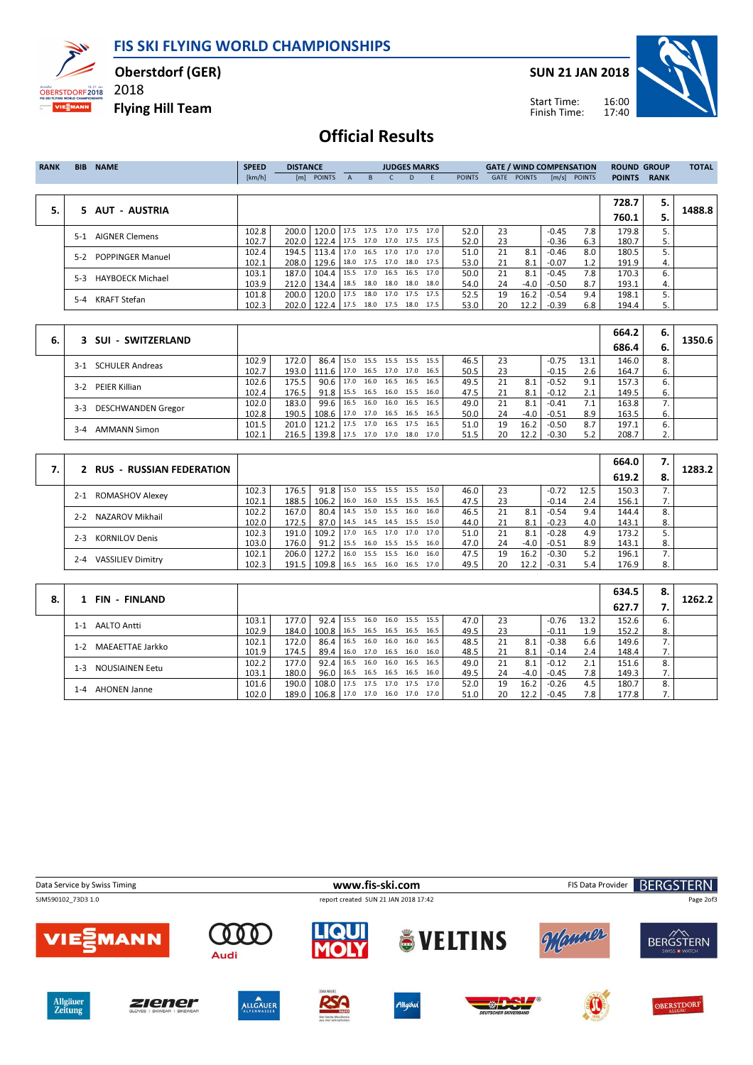# FIS SKI FLYING WORLD CHAMPIONSHIPS

**Oberstdorf (GER)**
2018
**Flying Hill Team**

**SUN 21 JAN 2018**

Start Time: 16:00
Finish Time: 17:40

## Official Results

| RANK | BIB | NAME | SPEED [km/h] | DISTANCE [m] | DISTANCE POINTS | A | B | C | D | E | JUDGES POINTS | GATE | GATE POINTS | WIND [m/s] | WIND POINTS | ROUND POINTS | GROUP RANK | TOTAL |
|---|---|---|---|---|---|---|---|---|---|---|---|---|---|---|---|---|---|---|
| 5. | 5 | AUT - AUSTRIA | | | | | | | | | | | | | | 728.7 / 760.1 | 5. / 5. | 1488.8 |
| | 5-1 | AIGNER Clemens | 102.8 | 200.0 | 120.0 | 17.5 | 17.5 | 17.0 | 17.5 | 17.0 | 52.0 | 23 | | -0.45 | 7.8 | 179.8 | 5. | |
| | | | 102.7 | 202.0 | 122.4 | 17.5 | 17.0 | 17.0 | 17.5 | 17.5 | 52.0 | 23 | | -0.36 | 6.3 | 180.7 | 5. | |
| | 5-2 | POPPINGER Manuel | 102.4 | 194.5 | 113.4 | 17.0 | 16.5 | 17.0 | 17.0 | 17.0 | 51.0 | 21 | 8.1 | -0.46 | 8.0 | 180.5 | 5. | |
| | | | 102.1 | 208.0 | 129.6 | 18.0 | 17.5 | 17.0 | 18.0 | 17.5 | 53.0 | 21 | 8.1 | -0.07 | 1.2 | 191.9 | 4. | |
| | 5-3 | HAYBOECK Michael | 103.1 | 187.0 | 104.4 | 15.5 | 17.0 | 16.5 | 16.5 | 17.0 | 50.0 | 21 | 8.1 | -0.45 | 7.8 | 170.3 | 6. | |
| | | | 103.9 | 212.0 | 134.4 | 18.5 | 18.0 | 18.0 | 18.0 | 18.0 | 54.0 | 24 | -4.0 | -0.50 | 8.7 | 193.1 | 4. | |
| | 5-4 | KRAFT Stefan | 101.8 | 200.0 | 120.0 | 17.5 | 18.0 | 17.0 | 17.5 | 17.5 | 52.5 | 19 | 16.2 | -0.54 | 9.4 | 198.1 | 5. | |
| | | | 102.3 | 202.0 | 122.4 | 17.5 | 18.0 | 17.5 | 18.0 | 17.5 | 53.0 | 20 | 12.2 | -0.39 | 6.8 | 194.4 | 5. | |
| 6. | 3 | SUI - SWITZERLAND | | | | | | | | | | | | | | 664.2 / 686.4 | 6. / 6. | 1350.6 |
| | 3-1 | SCHULER Andreas | 102.9 | 172.0 | 86.4 | 15.0 | 15.5 | 15.5 | 15.5 | 15.5 | 46.5 | 23 | | -0.75 | 13.1 | 146.0 | 8. | |
| | | | 102.7 | 193.0 | 111.6 | 17.0 | 16.5 | 17.0 | 17.0 | 16.5 | 50.5 | 23 | | -0.15 | 2.6 | 164.7 | 6. | |
| | 3-2 | PEIER Killian | 102.6 | 175.5 | 90.6 | 17.0 | 16.0 | 16.5 | 16.5 | 16.5 | 49.5 | 21 | 8.1 | -0.52 | 9.1 | 157.3 | 6. | |
| | | | 102.4 | 176.5 | 91.8 | 15.5 | 16.5 | 16.0 | 15.5 | 16.0 | 47.5 | 21 | 8.1 | -0.12 | 2.1 | 149.5 | 6. | |
| | 3-3 | DESCHWANDEN Gregor | 102.0 | 183.0 | 99.6 | 16.5 | 16.0 | 16.0 | 16.5 | 16.5 | 49.0 | 21 | 8.1 | -0.41 | 7.1 | 163.8 | 7. | |
| | | | 102.8 | 190.5 | 108.6 | 17.0 | 17.0 | 16.5 | 16.5 | 16.5 | 50.0 | 24 | -4.0 | -0.51 | 8.9 | 163.5 | 6. | |
| | 3-4 | AMMANN Simon | 101.5 | 201.0 | 121.2 | 17.5 | 17.0 | 16.5 | 17.5 | 16.5 | 51.0 | 19 | 16.2 | -0.50 | 8.7 | 197.1 | 6. | |
| | | | 102.1 | 216.5 | 139.8 | 17.5 | 17.0 | 17.0 | 18.0 | 17.0 | 51.5 | 20 | 12.2 | -0.30 | 5.2 | 208.7 | 2. | |
| 7. | 2 | RUS - RUSSIAN FEDERATION | | | | | | | | | | | | | | 664.0 / 619.2 | 7. / 8. | 1283.2 |
| | 2-1 | ROMASHOV Alexey | 102.3 | 176.5 | 91.8 | 15.0 | 15.5 | 15.5 | 15.5 | 15.0 | 46.0 | 23 | | -0.72 | 12.5 | 150.3 | 7. | |
| | | | 102.1 | 188.5 | 106.2 | 16.0 | 16.0 | 15.5 | 15.5 | 16.5 | 47.5 | 23 | | -0.14 | 2.4 | 156.1 | 7. | |
| | 2-2 | NAZAROV Mikhail | 102.2 | 167.0 | 80.4 | 14.5 | 15.0 | 15.5 | 16.0 | 16.0 | 46.5 | 21 | 8.1 | -0.54 | 9.4 | 144.4 | 8. | |
| | | | 102.0 | 172.5 | 87.0 | 14.5 | 14.5 | 14.5 | 15.5 | 15.0 | 44.0 | 21 | 8.1 | -0.23 | 4.0 | 143.1 | 8. | |
| | 2-3 | KORNILOV Denis | 102.3 | 191.0 | 109.2 | 17.0 | 16.5 | 17.0 | 17.0 | 17.0 | 51.0 | 21 | 8.1 | -0.28 | 4.9 | 173.2 | 5. | |
| | | | 103.0 | 176.0 | 91.2 | 15.5 | 16.0 | 15.5 | 15.5 | 16.0 | 47.0 | 24 | -4.0 | -0.51 | 8.9 | 143.1 | 8. | |
| | 2-4 | VASSILIEV Dimitry | 102.1 | 206.0 | 127.2 | 16.0 | 15.5 | 15.5 | 16.0 | 16.0 | 47.5 | 19 | 16.2 | -0.30 | 5.2 | 196.1 | 7. | |
| | | | 102.3 | 191.5 | 109.8 | 16.5 | 16.5 | 16.0 | 16.5 | 17.0 | 49.5 | 20 | 12.2 | -0.31 | 5.4 | 176.9 | 8. | |
| 8. | 1 | FIN - FINLAND | | | | | | | | | | | | | | 634.5 / 627.7 | 8. / 7. | 1262.2 |
| | 1-1 | AALTO Antti | 103.1 | 177.0 | 92.4 | 15.5 | 16.0 | 16.0 | 15.5 | 15.5 | 47.0 | 23 | | -0.76 | 13.2 | 152.6 | 6. | |
| | | | 102.9 | 184.0 | 100.8 | 16.5 | 16.5 | 16.5 | 16.5 | 16.5 | 49.5 | 23 | | -0.11 | 1.9 | 152.2 | 8. | |
| | 1-2 | MAEAETTAE Jarkko | 102.1 | 172.0 | 86.4 | 16.5 | 16.0 | 16.0 | 16.0 | 16.5 | 48.5 | 21 | 8.1 | -0.38 | 6.6 | 149.6 | 7. | |
| | | | 101.9 | 174.5 | 89.4 | 16.0 | 17.0 | 16.5 | 16.0 | 16.0 | 48.5 | 21 | 8.1 | -0.14 | 2.4 | 148.4 | 7. | |
| | 1-3 | NOUSIAINEN Eetu | 102.2 | 177.0 | 92.4 | 16.5 | 16.0 | 16.0 | 16.5 | 16.5 | 49.0 | 21 | 8.1 | -0.12 | 2.1 | 151.6 | 8. | |
| | | | 103.1 | 180.0 | 96.0 | 16.5 | 16.5 | 16.5 | 16.5 | 16.0 | 49.5 | 24 | -4.0 | -0.45 | 7.8 | 149.3 | 7. | |
| | 1-4 | AHONEN Janne | 101.6 | 190.0 | 108.0 | 17.5 | 17.5 | 17.0 | 17.5 | 17.0 | 52.0 | 19 | 16.2 | -0.26 | 4.5 | 180.7 | 8. | |
| | | | 102.0 | 189.0 | 106.8 | 17.0 | 17.0 | 16.0 | 17.0 | 17.0 | 51.0 | 20 | 12.2 | -0.45 | 7.8 | 177.8 | 7. | |

Data Service by Swiss Timing — www.fis-ski.com — FIS Data Provider BERGSTERN

SJM590102_73D3 1.0 — report created SUN 21 JAN 2018 17:42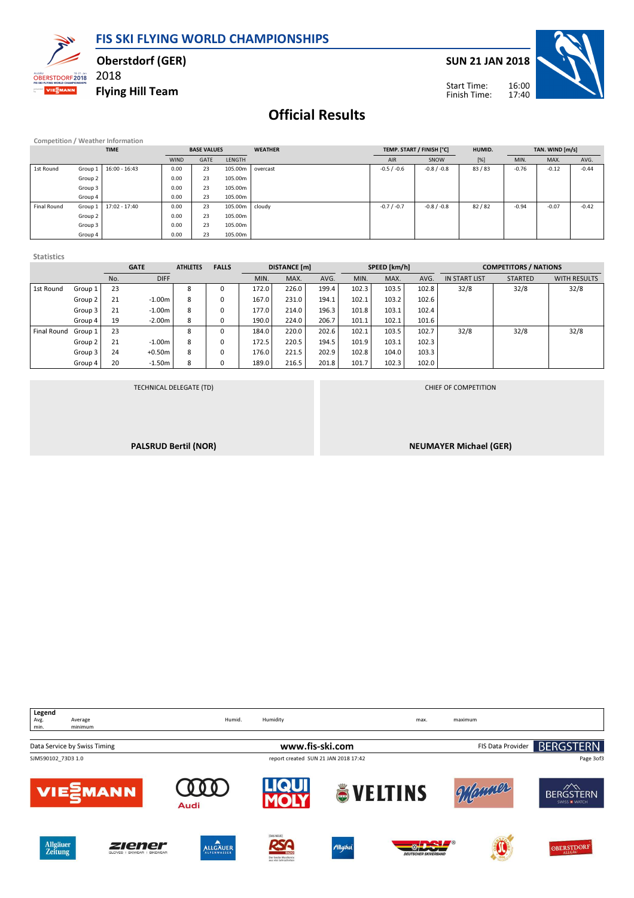# FIS SKI FLYING WORLD CHAMPIONSHIPS

**Oberstdorf (GER)**
2018
**Flying Hill Team**

**SUN 21 JAN 2018**

Start Time: 16:00
Finish Time: 17:40

## Official Results

### Competition / Weather Information

| | | TIME | BASE VALUES | | | WEATHER | TEMP. START / FINISH [°C] | | HUMID. | TAN. WIND [m/s] | | |
|---|---|---|---|---|---|---|---|---|---|---|---|---|
| | | | WIND | GATE | LENGTH | | AIR | SNOW | [%] | MIN. | MAX. | AVG. |
| 1st Round | Group 1 | 16:00 - 16:43 | 0.00 | 23 | 105.00m | overcast | -0.5 / -0.6 | -0.8 / -0.8 | 83 / 83 | -0.76 | -0.12 | -0.44 |
| | Group 2 | | 0.00 | 23 | 105.00m | | | | | | | |
| | Group 3 | | 0.00 | 23 | 105.00m | | | | | | | |
| | Group 4 | | 0.00 | 23 | 105.00m | | | | | | | |
| Final Round | Group 1 | 17:02 - 17:40 | 0.00 | 23 | 105.00m | cloudy | -0.7 / -0.7 | -0.8 / -0.8 | 82 / 82 | -0.94 | -0.07 | -0.42 |
| | Group 2 | | 0.00 | 23 | 105.00m | | | | | | | |
| | Group 3 | | 0.00 | 23 | 105.00m | | | | | | | |
| | Group 4 | | 0.00 | 23 | 105.00m | | | | | | | |

### Statistics

| | | GATE | | ATHLETES | FALLS | DISTANCE [m] | | | SPEED [km/h] | | | COMPETITORS / NATIONS | | |
|---|---|---|---|---|---|---|---|---|---|---|---|---|---|---|
| | | No. | DIFF | | | MIN. | MAX. | AVG. | MIN. | MAX. | AVG. | IN START LIST | STARTED | WITH RESULTS |
| 1st Round | Group 1 | 23 | | 8 | 0 | 172.0 | 226.0 | 199.4 | 102.3 | 103.5 | 102.8 | 32/8 | 32/8 | 32/8 |
| | Group 2 | 21 | -1.00m | 8 | 0 | 167.0 | 231.0 | 194.1 | 102.1 | 103.2 | 102.6 | | | |
| | Group 3 | 21 | -1.00m | 8 | 0 | 177.0 | 214.0 | 196.3 | 101.8 | 103.1 | 102.4 | | | |
| | Group 4 | 19 | -2.00m | 8 | 0 | 190.0 | 224.0 | 206.7 | 101.1 | 102.1 | 101.6 | | | |
| Final Round | Group 1 | 23 | | 8 | 0 | 184.0 | 220.0 | 202.6 | 102.1 | 103.5 | 102.7 | 32/8 | 32/8 | 32/8 |
| | Group 2 | 21 | -1.00m | 8 | 0 | 172.5 | 220.5 | 194.5 | 101.9 | 103.1 | 102.3 | | | |
| | Group 3 | 24 | +0.50m | 8 | 0 | 176.0 | 221.5 | 202.9 | 102.8 | 104.0 | 103.3 | | | |
| | Group 4 | 20 | -1.50m | 8 | 0 | 189.0 | 216.5 | 201.8 | 101.7 | 102.3 | 102.0 | | | |

| TECHNICAL DELEGATE (TD) | CHIEF OF COMPETITION |
|---|---|
| **PALSRUD Bertil (NOR)** | **NEUMAYER Michael (GER)** |

**Legend**

| | | | | | |
|---|---|---|---|---|---|
| Avg. | Average | Humid. | Humidity | max. | maximum |
| min. | minimum | | | | |

Data Service by Swiss Timing — www.fis-ski.com — FIS Data Provider BERGSTERN

SJM590102_73D3 1.0 — report created SUN 21 JAN 2018 17:42